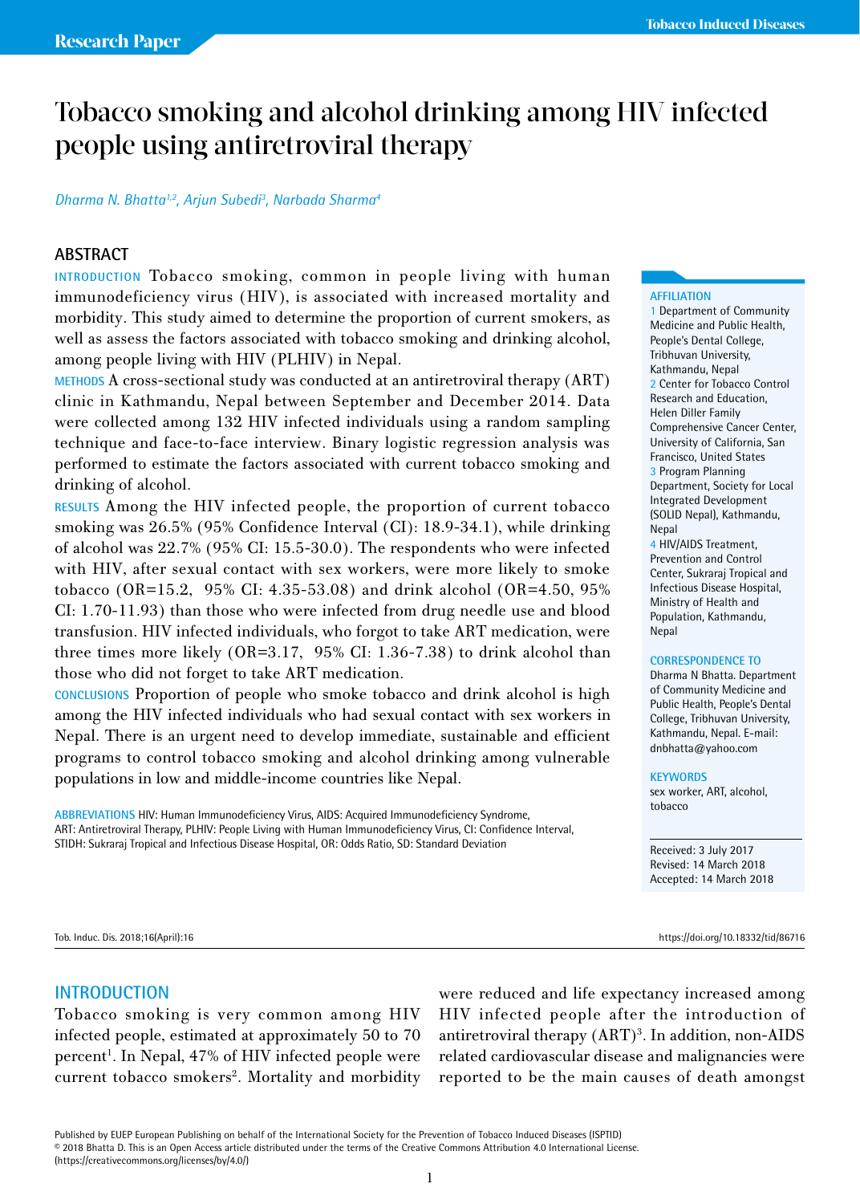Research Paper

# Tobacco smoking and alcohol drinking among HIV infected people using antiretroviral therapy

Dharma N. Bhatta[1,2], Arjun Subedi[3], Narbada Sharma[4]

## ABSTRACT

**INTRODUCTION** Tobacco smoking, common in people living with human immunodeficiency virus (HIV), is associated with increased mortality and morbidity. This study aimed to determine the proportion of current smokers, as well as assess the factors associated with tobacco smoking and drinking alcohol, among people living with HIV (PLHIV) in Nepal.

**METHODS** A cross-sectional study was conducted at an antiretroviral therapy (ART) clinic in Kathmandu, Nepal between September and December 2014. Data were collected among 132 HIV infected individuals using a random sampling technique and face-to-face interview. Binary logistic regression analysis was performed to estimate the factors associated with current tobacco smoking and drinking of alcohol.

**RESULTS** Among the HIV infected people, the proportion of current tobacco smoking was 26.5% (95% Confidence Interval (CI): 18.9-34.1), while drinking of alcohol was 22.7% (95% CI: 15.5-30.0). The respondents who were infected with HIV, after sexual contact with sex workers, were more likely to smoke tobacco (OR=15.2, 95% CI: 4.35-53.08) and drink alcohol (OR=4.50, 95% CI: 1.70-11.93) than those who were infected from drug needle use and blood transfusion. HIV infected individuals, who forgot to take ART medication, were three times more likely (OR=3.17, 95% CI: 1.36-7.38) to drink alcohol than those who did not forget to take ART medication.

**CONCLUSIONS** Proportion of people who smoke tobacco and drink alcohol is high among the HIV infected individuals who had sexual contact with sex workers in Nepal. There is an urgent need to develop immediate, sustainable and efficient programs to control tobacco smoking and alcohol drinking among vulnerable populations in low and middle-income countries like Nepal.

**ABBREVIATIONS** HIV: Human Immunodeficiency Virus, AIDS: Acquired Immunodeficiency Syndrome, ART: Antiretroviral Therapy, PLHIV: People Living with Human Immunodeficiency Virus, CI: Confidence Interval, STIDH: Sukraraj Tropical and Infectious Disease Hospital, OR: Odds Ratio, SD: Standard Deviation

**AFFILIATION**

1 Department of Community Medicine and Public Health, People's Dental College, Tribhuvan University, Kathmandu, Nepal

2 Center for Tobacco Control Research and Education, Helen Diller Family Comprehensive Cancer Center, University of California, San Francisco, United States

3 Program Planning Department, Society for Local Integrated Development (SOLID Nepal), Kathmandu, Nepal

4 HIV/AIDS Treatment, Prevention and Control Center, Sukraraj Tropical and Infectious Disease Hospital, Ministry of Health and Population, Kathmandu, Nepal

**CORRESPONDENCE TO**

Dharma N Bhatta. Department of Community Medicine and Public Health, People's Dental College, Tribhuvan University, Kathmandu, Nepal. E-mail: dnbhatta@yahoo.com

**KEYWORDS**

sex worker, ART, alcohol, tobacco

Received: 3 July 2017
Revised: 14 March 2018
Accepted: 14 March 2018

## INTRODUCTION

Tobacco smoking is very common among HIV infected people, estimated at approximately 50 to 70 percent[1]. In Nepal, 47% of HIV infected people were current tobacco smokers[2]. Mortality and morbidity were reduced and life expectancy increased among HIV infected people after the introduction of antiretroviral therapy (ART)[3]. In addition, non-AIDS related cardiovascular disease and malignancies were reported to be the main causes of death amongst

Published by EUEP European Publishing on behalf of the International Society for the Prevention of Tobacco Induced Diseases (ISPTID)
© 2018 Bhatta D. This is an Open Access article distributed under the terms of the Creative Commons Attribution 4.0 International License. (https://creativecommons.org/licenses/by/4.0/)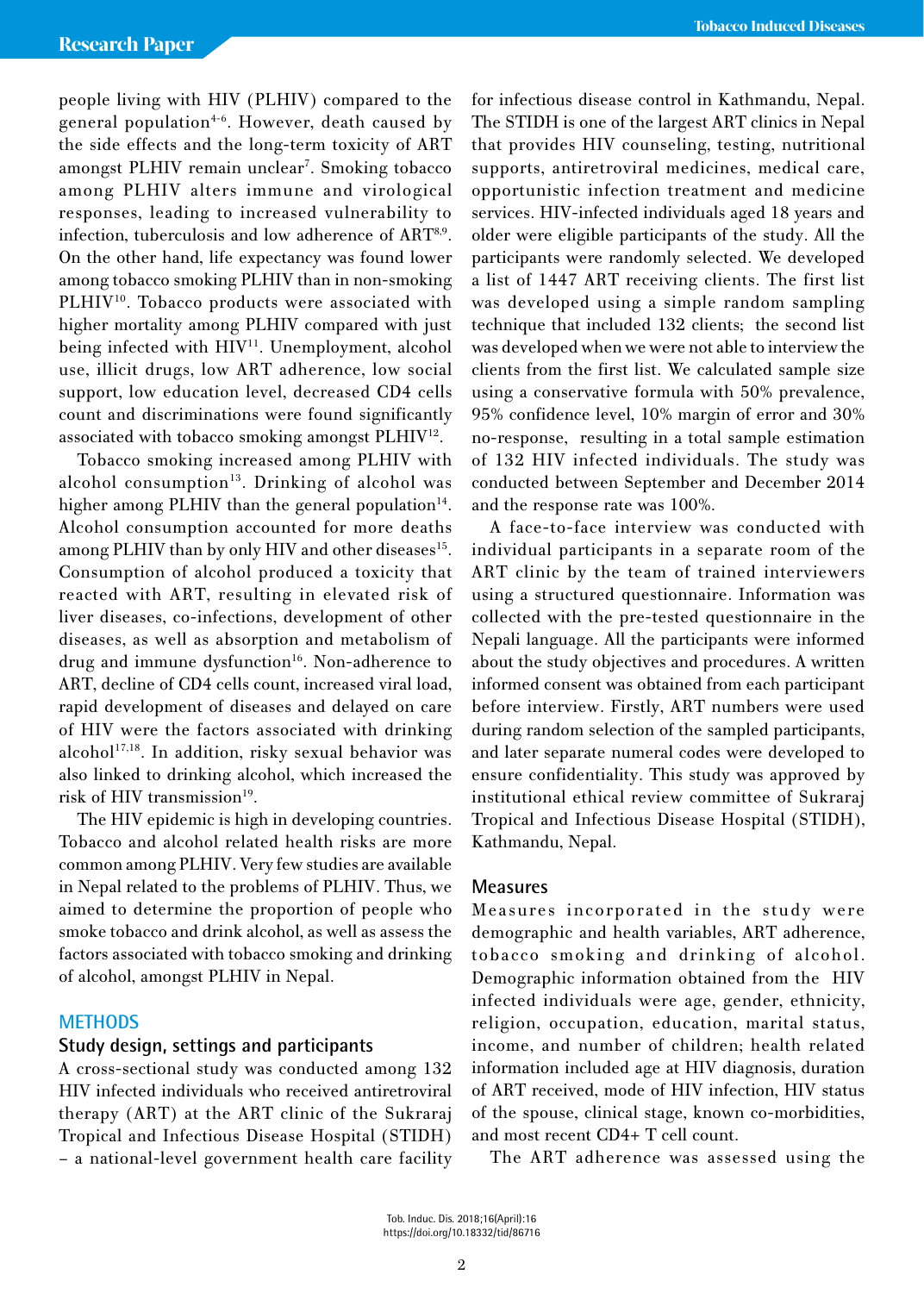people living with HIV (PLHIV) compared to the general population[4-6]. However, death caused by the side effects and the long-term toxicity of ART amongst PLHIV remain unclear[7]. Smoking tobacco among PLHIV alters immune and virological responses, leading to increased vulnerability to infection, tuberculosis and low adherence of ART[8,9]. On the other hand, life expectancy was found lower among tobacco smoking PLHIV than in non-smoking PLHIV[10]. Tobacco products were associated with higher mortality among PLHIV compared with just being infected with HIV[11]. Unemployment, alcohol use, illicit drugs, low ART adherence, low social support, low education level, decreased CD4 cells count and discriminations were found significantly associated with tobacco smoking amongst PLHIV[12].

Tobacco smoking increased among PLHIV with alcohol consumption[13]. Drinking of alcohol was higher among PLHIV than the general population[14]. Alcohol consumption accounted for more deaths among PLHIV than by only HIV and other diseases[15]. Consumption of alcohol produced a toxicity that reacted with ART, resulting in elevated risk of liver diseases, co-infections, development of other diseases, as well as absorption and metabolism of drug and immune dysfunction[16]. Non-adherence to ART, decline of CD4 cells count, increased viral load, rapid development of diseases and delayed on care of HIV were the factors associated with drinking alcohol[17,18]. In addition, risky sexual behavior was also linked to drinking alcohol, which increased the risk of HIV transmission[19].

The HIV epidemic is high in developing countries. Tobacco and alcohol related health risks are more common among PLHIV. Very few studies are available in Nepal related to the problems of PLHIV. Thus, we aimed to determine the proportion of people who smoke tobacco and drink alcohol, as well as assess the factors associated with tobacco smoking and drinking of alcohol, amongst PLHIV in Nepal.

## METHODS

### Study design, settings and participants

A cross-sectional study was conducted among 132 HIV infected individuals who received antiretroviral therapy (ART) at the ART clinic of the Sukraraj Tropical and Infectious Disease Hospital (STIDH) – a national-level government health care facility for infectious disease control in Kathmandu, Nepal. The STIDH is one of the largest ART clinics in Nepal that provides HIV counseling, testing, nutritional supports, antiretroviral medicines, medical care, opportunistic infection treatment and medicine services. HIV-infected individuals aged 18 years and older were eligible participants of the study. All the participants were randomly selected. We developed a list of 1447 ART receiving clients. The first list was developed using a simple random sampling technique that included 132 clients; the second list was developed when we were not able to interview the clients from the first list. We calculated sample size using a conservative formula with 50% prevalence, 95% confidence level, 10% margin of error and 30% no-response, resulting in a total sample estimation of 132 HIV infected individuals. The study was conducted between September and December 2014 and the response rate was 100%.

A face-to-face interview was conducted with individual participants in a separate room of the ART clinic by the team of trained interviewers using a structured questionnaire. Information was collected with the pre-tested questionnaire in the Nepali language. All the participants were informed about the study objectives and procedures. A written informed consent was obtained from each participant before interview. Firstly, ART numbers were used during random selection of the sampled participants, and later separate numeral codes were developed to ensure confidentiality. This study was approved by institutional ethical review committee of Sukraraj Tropical and Infectious Disease Hospital (STIDH), Kathmandu, Nepal.

### Measures

Measures incorporated in the study were demographic and health variables, ART adherence, tobacco smoking and drinking of alcohol. Demographic information obtained from the HIV infected individuals were age, gender, ethnicity, religion, occupation, education, marital status, income, and number of children; health related information included age at HIV diagnosis, duration of ART received, mode of HIV infection, HIV status of the spouse, clinical stage, known co-morbidities, and most recent CD4+ T cell count.

The ART adherence was assessed using the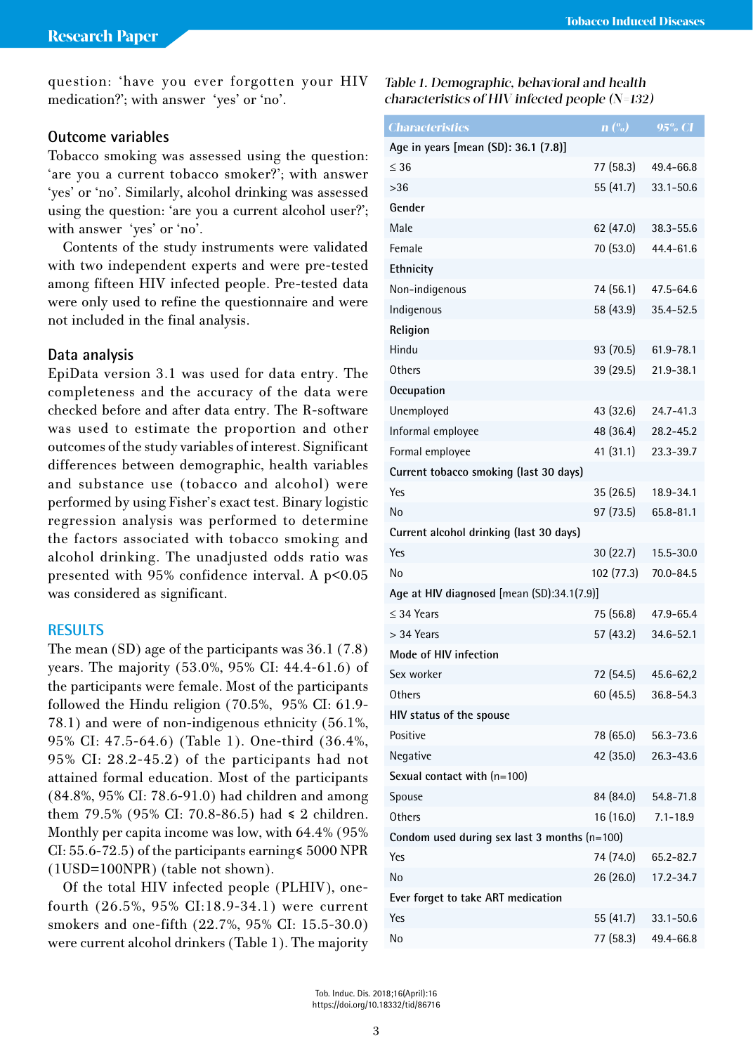question: 'have you ever forgotten your HIV medication?'; with answer 'yes' or 'no'.

### Outcome variables

Tobacco smoking was assessed using the question: 'are you a current tobacco smoker?'; with answer 'yes' or 'no'. Similarly, alcohol drinking was assessed using the question: 'are you a current alcohol user?'; with answer 'yes' or 'no'.

Contents of the study instruments were validated with two independent experts and were pre-tested among fifteen HIV infected people. Pre-tested data were only used to refine the questionnaire and were not included in the final analysis.

### Data analysis

EpiData version 3.1 was used for data entry. The completeness and the accuracy of the data were checked before and after data entry. The R-software was used to estimate the proportion and other outcomes of the study variables of interest. Significant differences between demographic, health variables and substance use (tobacco and alcohol) were performed by using Fisher's exact test. Binary logistic regression analysis was performed to determine the factors associated with tobacco smoking and alcohol drinking. The unadjusted odds ratio was presented with 95% confidence interval. A $p<0.05$ was considered as significant.

## RESULTS

The mean (SD) age of the participants was 36.1 (7.8) years. The majority (53.0%, 95% CI: 44.4-61.6) of the participants were female. Most of the participants followed the Hindu religion (70.5%, 95% CI: 61.9-78.1) and were of non-indigenous ethnicity (56.1%, 95% CI: 47.5-64.6) (Table 1). One-third (36.4%, 95% CI: 28.2-45.2) of the participants had not attained formal education. Most of the participants (84.8%, 95% CI: 78.6-91.0) had children and among them 79.5% (95% CI: 70.8-86.5) had ≤ 2 children. Monthly per capita income was low, with 64.4% (95% CI: 55.6-72.5) of the participants earning≤ 5000 NPR (1USD=100NPR) (table not shown).

Of the total HIV infected people (PLHIV), one-fourth (26.5%, 95% CI:18.9-34.1) were current smokers and one-fifth (22.7%, 95% CI: 15.5-30.0) were current alcohol drinkers (Table 1). The majority

*Table 1. Demographic, behavioral and health characteristics of HIV infected people (N=132)*

| Characteristics | n (%) | 95% CI |
|---|---|---|
| Age in years [mean (SD): 36.1 (7.8)] | | |
| ≤ 36 | 77 (58.3) | 49.4-66.8 |
| >36 | 55 (41.7) | 33.1-50.6 |
| Gender | | |
| Male | 62 (47.0) | 38.3-55.6 |
| Female | 70 (53.0) | 44.4-61.6 |
| Ethnicity | | |
| Non-indigenous | 74 (56.1) | 47.5-64.6 |
| Indigenous | 58 (43.9) | 35.4-52.5 |
| Religion | | |
| Hindu | 93 (70.5) | 61.9-78.1 |
| Others | 39 (29.5) | 21.9-38.1 |
| Occupation | | |
| Unemployed | 43 (32.6) | 24.7-41.3 |
| Informal employee | 48 (36.4) | 28.2-45.2 |
| Formal employee | 41 (31.1) | 23.3-39.7 |
| Current tobacco smoking (last 30 days) | | |
| Yes | 35 (26.5) | 18.9-34.1 |
| No | 97 (73.5) | 65.8-81.1 |
| Current alcohol drinking (last 30 days) | | |
| Yes | 30 (22.7) | 15.5-30.0 |
| No | 102 (77.3) | 70.0-84.5 |
| Age at HIV diagnosed [mean (SD):34.1(7.9)] | | |
| ≤ 34 Years | 75 (56.8) | 47.9-65.4 |
| > 34 Years | 57 (43.2) | 34.6-52.1 |
| Mode of HIV infection | | |
| Sex worker | 72 (54.5) | 45.6-62,2 |
| Others | 60 (45.5) | 36.8-54.3 |
| HIV status of the spouse | | |
| Positive | 78 (65.0) | 56.3-73.6 |
| Negative | 42 (35.0) | 26.3-43.6 |
| Sexual contact with (n=100) | | |
| Spouse | 84 (84.0) | 54.8-71.8 |
| Others | 16 (16.0) | 7.1-18.9 |
| Condom used during sex last 3 months (n=100) | | |
| Yes | 74 (74.0) | 65.2-82.7 |
| No | 26 (26.0) | 17.2-34.7 |
| Ever forget to take ART medication | | |
| Yes | 55 (41.7) | 33.1-50.6 |
| No | 77 (58.3) | 49.4-66.8 |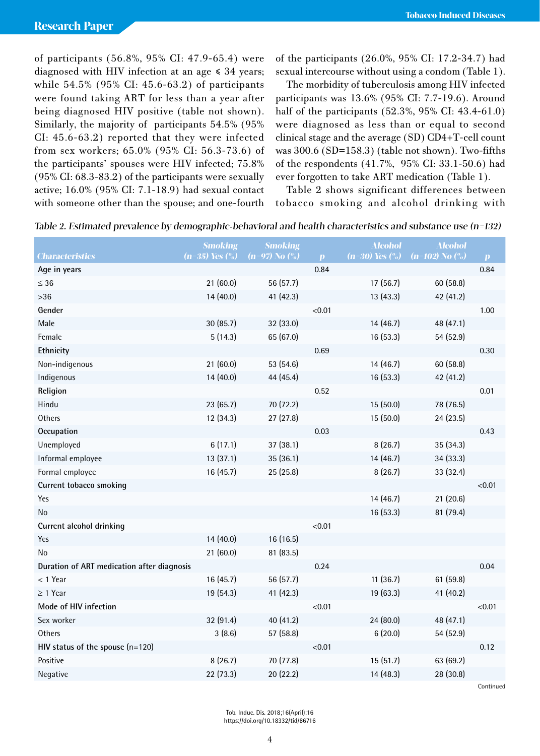of participants (56.8%, 95% CI: 47.9-65.4) were diagnosed with HIV infection at an age ≤ 34 years; while 54.5% (95% CI: 45.6-63.2) of participants were found taking ART for less than a year after being diagnosed HIV positive (table not shown). Similarly, the majority of participants 54.5% (95% CI: 45.6-63.2) reported that they were infected from sex workers; 65.0% (95% CI: 56.3-73.6) of the participants' spouses were HIV infected; 75.8% (95% CI: 68.3-83.2) of the participants were sexually active; 16.0% (95% CI: 7.1-18.9) had sexual contact with someone other than the spouse; and one-fourth of the participants (26.0%, 95% CI: 17.2-34.7) had sexual intercourse without using a condom (Table 1).

The morbidity of tuberculosis among HIV infected participants was 13.6% (95% CI: 7.7-19.6). Around half of the participants (52.3%, 95% CI: 43.4-61.0) were diagnosed as less than or equal to second clinical stage and the average (SD) CD4+T-cell count was 300.6 (SD=158.3) (table not shown). Two-fifths of the respondents (41.7%, 95% CI: 33.1-50.6) had ever forgotten to take ART medication (Table 1).

Table 2 shows significant differences between tobacco smoking and alcohol drinking with

*Table 2. Estimated prevalence by demographic-behavioral and health characteristics and substance use (n=132)*

| Characteristics | Smoking (n=35) Yes (%) | Smoking (n=97) No (%) | p | Alcohol (n=30) Yes (%) | Alcohol (n=102) No (%) | p |
|---|---|---|---|---|---|---|
| **Age in years** | | | 0.84 | | | 0.84 |
| ≤ 36 | 21 (60.0) | 56 (57.7) | | 17 (56.7) | 60 (58.8) | |
| >36 | 14 (40.0) | 41 (42.3) | | 13 (43.3) | 42 (41.2) | |
| **Gender** | | | <0.01 | | | 1.00 |
| Male | 30 (85.7) | 32 (33.0) | | 14 (46.7) | 48 (47.1) | |
| Female | 5 (14.3) | 65 (67.0) | | 16 (53.3) | 54 (52.9) | |
| **Ethnicity** | | | 0.69 | | | 0.30 |
| Non-indigenous | 21 (60.0) | 53 (54.6) | | 14 (46.7) | 60 (58.8) | |
| Indigenous | 14 (40.0) | 44 (45.4) | | 16 (53.3) | 42 (41.2) | |
| **Religion** | | | 0.52 | | | 0.01 |
| Hindu | 23 (65.7) | 70 (72.2) | | 15 (50.0) | 78 (76.5) | |
| Others | 12 (34.3) | 27 (27.8) | | 15 (50.0) | 24 (23.5) | |
| **Occupation** | | | 0.03 | | | 0.43 |
| Unemployed | 6 (17.1) | 37 (38.1) | | 8 (26.7) | 35 (34.3) | |
| Informal employee | 13 (37.1) | 35 (36.1) | | 14 (46.7) | 34 (33.3) | |
| Formal employee | 16 (45.7) | 25 (25.8) | | 8 (26.7) | 33 (32.4) | |
| **Current tobacco smoking** | | | | | | <0.01 |
| Yes | | | | 14 (46.7) | 21 (20.6) | |
| No | | | | 16 (53.3) | 81 (79.4) | |
| **Current alcohol drinking** | | | <0.01 | | | |
| Yes | 14 (40.0) | 16 (16.5) | | | | |
| No | 21 (60.0) | 81 (83.5) | | | | |
| **Duration of ART medication after diagnosis** | | | 0.24 | | | 0.04 |
| < 1 Year | 16 (45.7) | 56 (57.7) | | 11 (36.7) | 61 (59.8) | |
| ≥ 1 Year | 19 (54.3) | 41 (42.3) | | 19 (63.3) | 41 (40.2) | |
| **Mode of HIV infection** | | | <0.01 | | | <0.01 |
| Sex worker | 32 (91.4) | 40 (41.2) | | 24 (80.0) | 48 (47.1) | |
| Others | 3 (8.6) | 57 (58.8) | | 6 (20.0) | 54 (52.9) | |
| **HIV status of the spouse** (n=120) | | | <0.01 | | | 0.12 |
| Positive | 8 (26.7) | 70 (77.8) | | 15 (51.7) | 63 (69.2) | |
| Negative | 22 (73.3) | 20 (22.2) | | 14 (48.3) | 28 (30.8) | |

Continued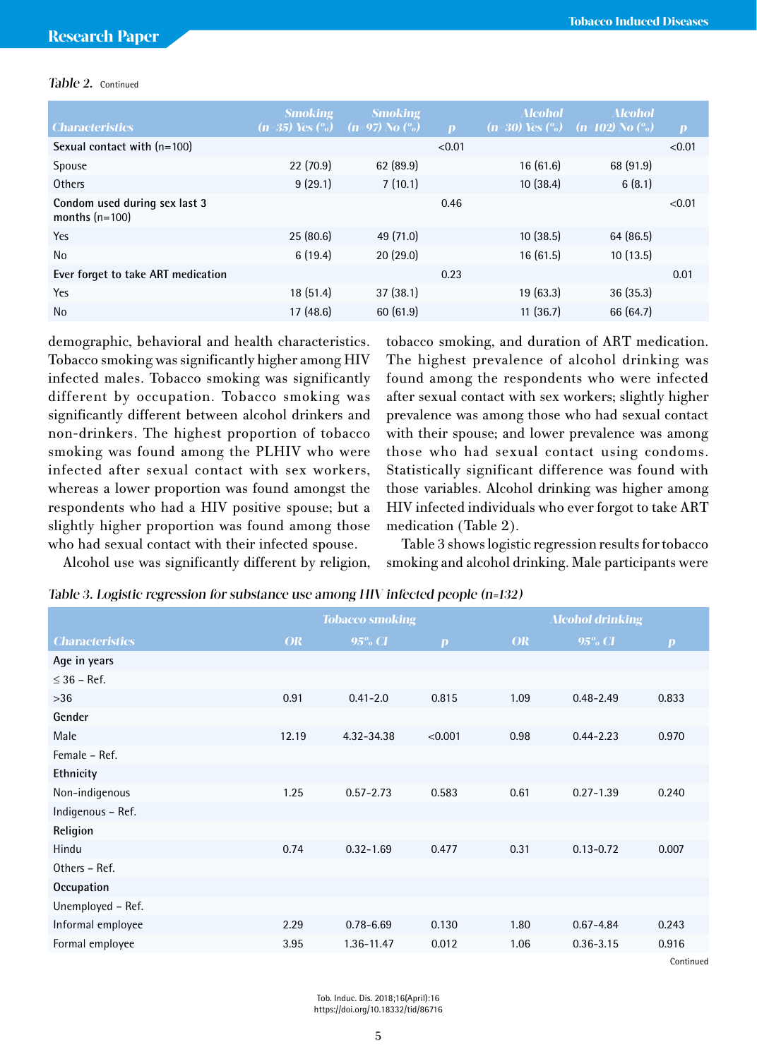Table 2. Continued

| Characteristics | Smoking (n=35) Yes (%) | Smoking (n=97) No (%) | p | Alcohol (n=30) Yes (%) | Alcohol (n=102) No (%) | p |
|---|---|---|---|---|---|---|
| **Sexual contact with (n=100)** | | | <0.01 | | | <0.01 |
| Spouse | 22 (70.9) | 62 (89.9) | | 16 (61.6) | 68 (91.9) | |
| Others | 9 (29.1) | 7 (10.1) | | 10 (38.4) | 6 (8.1) | |
| **Condom used during sex last 3 months (n=100)** | | | 0.46 | | | <0.01 |
| Yes | 25 (80.6) | 49 (71.0) | | 10 (38.5) | 64 (86.5) | |
| No | 6 (19.4) | 20 (29.0) | | 16 (61.5) | 10 (13.5) | |
| **Ever forget to take ART medication** | | | 0.23 | | | 0.01 |
| Yes | 18 (51.4) | 37 (38.1) | | 19 (63.3) | 36 (35.3) | |
| No | 17 (48.6) | 60 (61.9) | | 11 (36.7) | 66 (64.7) | |

demographic, behavioral and health characteristics. Tobacco smoking was significantly higher among HIV infected males. Tobacco smoking was significantly different by occupation. Tobacco smoking was significantly different between alcohol drinkers and non-drinkers. The highest proportion of tobacco smoking was found among the PLHIV who were infected after sexual contact with sex workers, whereas a lower proportion was found amongst the respondents who had a HIV positive spouse; but a slightly higher proportion was found among those who had sexual contact with their infected spouse.

Alcohol use was significantly different by religion, tobacco smoking, and duration of ART medication. The highest prevalence of alcohol drinking was found among the respondents who were infected after sexual contact with sex workers; slightly higher prevalence was among those who had sexual contact with their spouse; and lower prevalence was among those who had sexual contact using condoms. Statistically significant difference was found with those variables. Alcohol drinking was higher among HIV infected individuals who ever forgot to take ART medication (Table 2).

Table 3 shows logistic regression results for tobacco smoking and alcohol drinking. Male participants were

Table 3. Logistic regression for substance use among HIV infected people (n=132)

| Characteristics | Tobacco smoking | | | Alcohol drinking | | |
|---|---|---|---|---|---|---|
| | OR | 95% CI | p | OR | 95% CI | p |
| **Age in years** | | | | | | |
| ≤ 36 – Ref. | | | | | | |
| >36 | 0.91 | 0.41-2.0 | 0.815 | 1.09 | 0.48-2.49 | 0.833 |
| **Gender** | | | | | | |
| Male | 12.19 | 4.32-34.38 | <0.001 | 0.98 | 0.44-2.23 | 0.970 |
| Female – Ref. | | | | | | |
| **Ethnicity** | | | | | | |
| Non-indigenous | 1.25 | 0.57-2.73 | 0.583 | 0.61 | 0.27-1.39 | 0.240 |
| Indigenous – Ref. | | | | | | |
| **Religion** | | | | | | |
| Hindu | 0.74 | 0.32-1.69 | 0.477 | 0.31 | 0.13-0.72 | 0.007 |
| Others – Ref. | | | | | | |
| **Occupation** | | | | | | |
| Unemployed – Ref. | | | | | | |
| Informal employee | 2.29 | 0.78-6.69 | 0.130 | 1.80 | 0.67-4.84 | 0.243 |
| Formal employee | 3.95 | 1.36-11.47 | 0.012 | 1.06 | 0.36-3.15 | 0.916 |

Continued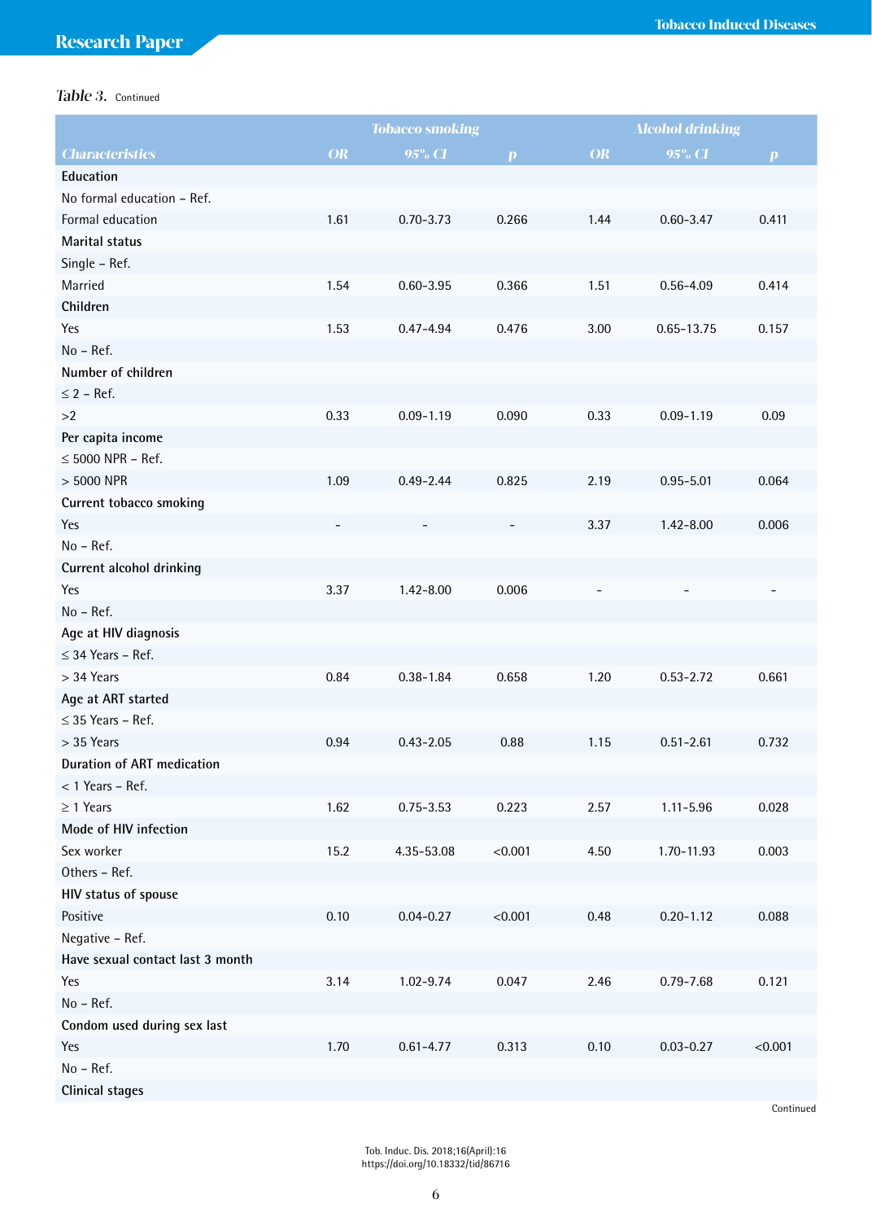*Table 3.* Continued

| | Tobacco smoking | | | Alcohol drinking | | |
|---|---|---|---|---|---|---|
| Characteristics | OR | 95% CI | p | OR | 95% CI | p |
| **Education** | | | | | | |
| No formal education – Ref. | | | | | | |
| Formal education | 1.61 | 0.70-3.73 | 0.266 | 1.44 | 0.60-3.47 | 0.411 |
| **Marital status** | | | | | | |
| Single – Ref. | | | | | | |
| Married | 1.54 | 0.60-3.95 | 0.366 | 1.51 | 0.56-4.09 | 0.414 |
| **Children** | | | | | | |
| Yes | 1.53 | 0.47-4.94 | 0.476 | 3.00 | 0.65-13.75 | 0.157 |
| No – Ref. | | | | | | |
| **Number of children** | | | | | | |
| ≤ 2 – Ref. | | | | | | |
| >2 | 0.33 | 0.09-1.19 | 0.090 | 0.33 | 0.09-1.19 | 0.09 |
| **Per capita income** | | | | | | |
| ≤ 5000 NPR – Ref. | | | | | | |
| > 5000 NPR | 1.09 | 0.49-2.44 | 0.825 | 2.19 | 0.95-5.01 | 0.064 |
| **Current tobacco smoking** | | | | | | |
| Yes | - | - | - | 3.37 | 1.42-8.00 | 0.006 |
| No – Ref. | | | | | | |
| **Current alcohol drinking** | | | | | | |
| Yes | 3.37 | 1.42-8.00 | 0.006 | - | - | - |
| No – Ref. | | | | | | |
| **Age at HIV diagnosis** | | | | | | |
| ≤ 34 Years – Ref. | | | | | | |
| > 34 Years | 0.84 | 0.38-1.84 | 0.658 | 1.20 | 0.53-2.72 | 0.661 |
| **Age at ART started** | | | | | | |
| ≤ 35 Years – Ref. | | | | | | |
| > 35 Years | 0.94 | 0.43-2.05 | 0.88 | 1.15 | 0.51-2.61 | 0.732 |
| **Duration of ART medication** | | | | | | |
| < 1 Years – Ref. | | | | | | |
| ≥ 1 Years | 1.62 | 0.75-3.53 | 0.223 | 2.57 | 1.11-5.96 | 0.028 |
| **Mode of HIV infection** | | | | | | |
| Sex worker | 15.2 | 4.35-53.08 | <0.001 | 4.50 | 1.70-11.93 | 0.003 |
| Others – Ref. | | | | | | |
| **HIV status of spouse** | | | | | | |
| Positive | 0.10 | 0.04-0.27 | <0.001 | 0.48 | 0.20-1.12 | 0.088 |
| Negative – Ref. | | | | | | |
| **Have sexual contact last 3 month** | | | | | | |
| Yes | 3.14 | 1.02-9.74 | 0.047 | 2.46 | 0.79-7.68 | 0.121 |
| No – Ref. | | | | | | |
| **Condom used during sex last** | | | | | | |
| Yes | 1.70 | 0.61-4.77 | 0.313 | 0.10 | 0.03-0.27 | <0.001 |
| No – Ref. | | | | | | |
| **Clinical stages** | | | | | | |

Continued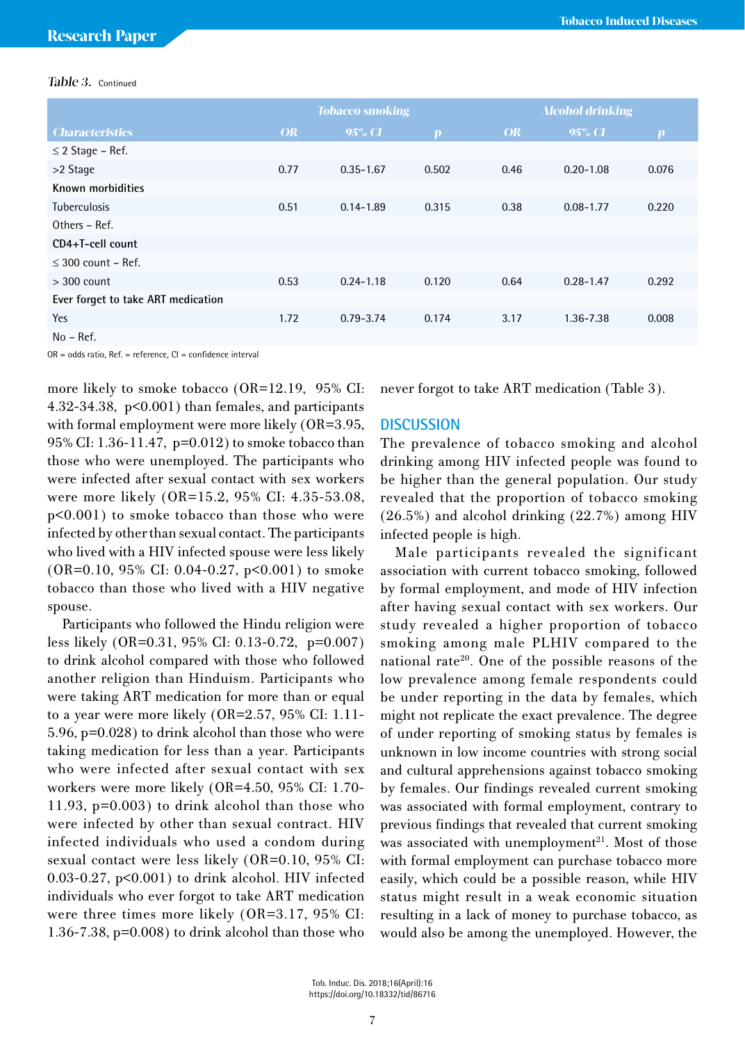Table 3. Continued

| Characteristics | Tobacco smoking | | | Alcohol drinking | | |
|---|---|---|---|---|---|---|
| | OR | 95% CI | p | OR | 95% CI | p |
| ≤ 2 Stage – Ref. | | | | | | |
| >2 Stage | 0.77 | 0.35-1.67 | 0.502 | 0.46 | 0.20-1.08 | 0.076 |
| **Known morbidities** | | | | | | |
| Tuberculosis | 0.51 | 0.14-1.89 | 0.315 | 0.38 | 0.08-1.77 | 0.220 |
| Others – Ref. | | | | | | |
| **CD4+T-cell count** | | | | | | |
| ≤ 300 count – Ref. | | | | | | |
| > 300 count | 0.53 | 0.24-1.18 | 0.120 | 0.64 | 0.28-1.47 | 0.292 |
| **Ever forget to take ART medication** | | | | | | |
| Yes | 1.72 | 0.79-3.74 | 0.174 | 3.17 | 1.36-7.38 | 0.008 |
| No – Ref. | | | | | | |

OR = odds ratio, Ref. = reference, CI = confidence interval

more likely to smoke tobacco (OR=12.19, 95% CI: 4.32-34.38, $p<0.001$) than females, and participants with formal employment were more likely (OR=3.95, 95% CI: 1.36-11.47, $p=0.012$) to smoke tobacco than those who were unemployed. The participants who were infected after sexual contact with sex workers were more likely (OR=15.2, 95% CI: 4.35-53.08, $p<0.001$) to smoke tobacco than those who were infected by other than sexual contact. The participants who lived with a HIV infected spouse were less likely (OR=0.10, 95% CI: 0.04-0.27, $p<0.001$) to smoke tobacco than those who lived with a HIV negative spouse.

Participants who followed the Hindu religion were less likely (OR=0.31, 95% CI: 0.13-0.72, $p=0.007$) to drink alcohol compared with those who followed another religion than Hinduism. Participants who were taking ART medication for more than or equal to a year were more likely (OR=2.57, 95% CI: 1.11-5.96, $p=0.028$) to drink alcohol than those who were taking medication for less than a year. Participants who were infected after sexual contact with sex workers were more likely (OR=4.50, 95% CI: 1.70-11.93, $p=0.003$) to drink alcohol than those who were infected by other than sexual contract. HIV infected individuals who used a condom during sexual contact were less likely (OR=0.10, 95% CI: 0.03-0.27, $p<0.001$) to drink alcohol. HIV infected individuals who ever forgot to take ART medication were three times more likely (OR=3.17, 95% CI: 1.36-7.38, $p=0.008$) to drink alcohol than those who never forgot to take ART medication (Table 3).

## DISCUSSION

The prevalence of tobacco smoking and alcohol drinking among HIV infected people was found to be higher than the general population. Our study revealed that the proportion of tobacco smoking (26.5%) and alcohol drinking (22.7%) among HIV infected people is high.

Male participants revealed the significant association with current tobacco smoking, followed by formal employment, and mode of HIV infection after having sexual contact with sex workers. Our study revealed a higher proportion of tobacco smoking among male PLHIV compared to the national rate[20]. One of the possible reasons of the low prevalence among female respondents could be under reporting in the data by females, which might not replicate the exact prevalence. The degree of under reporting of smoking status by females is unknown in low income countries with strong social and cultural apprehensions against tobacco smoking by females. Our findings revealed current smoking was associated with formal employment, contrary to previous findings that revealed that current smoking was associated with unemployment[21]. Most of those with formal employment can purchase tobacco more easily, which could be a possible reason, while HIV status might result in a weak economic situation resulting in a lack of money to purchase tobacco, as would also be among the unemployed. However, the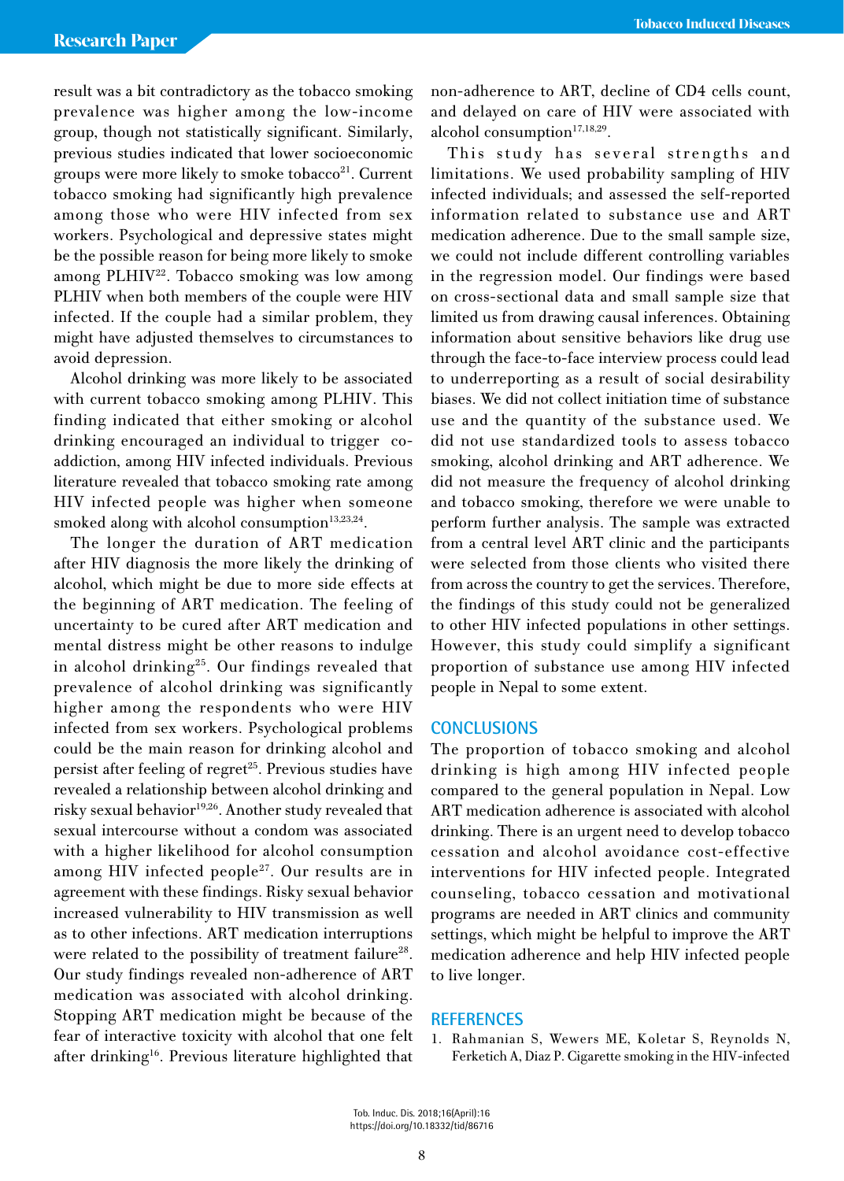result was a bit contradictory as the tobacco smoking prevalence was higher among the low-income group, though not statistically significant. Similarly, previous studies indicated that lower socioeconomic groups were more likely to smoke tobacco[21]. Current tobacco smoking had significantly high prevalence among those who were HIV infected from sex workers. Psychological and depressive states might be the possible reason for being more likely to smoke among PLHIV[22]. Tobacco smoking was low among PLHIV when both members of the couple were HIV infected. If the couple had a similar problem, they might have adjusted themselves to circumstances to avoid depression.

Alcohol drinking was more likely to be associated with current tobacco smoking among PLHIV. This finding indicated that either smoking or alcohol drinking encouraged an individual to trigger co-addiction, among HIV infected individuals. Previous literature revealed that tobacco smoking rate among HIV infected people was higher when someone smoked along with alcohol consumption[13,23,24].

The longer the duration of ART medication after HIV diagnosis the more likely the drinking of alcohol, which might be due to more side effects at the beginning of ART medication. The feeling of uncertainty to be cured after ART medication and mental distress might be other reasons to indulge in alcohol drinking[25]. Our findings revealed that prevalence of alcohol drinking was significantly higher among the respondents who were HIV infected from sex workers. Psychological problems could be the main reason for drinking alcohol and persist after feeling of regret[25]. Previous studies have revealed a relationship between alcohol drinking and risky sexual behavior[19,26]. Another study revealed that sexual intercourse without a condom was associated with a higher likelihood for alcohol consumption among HIV infected people[27]. Our results are in agreement with these findings. Risky sexual behavior increased vulnerability to HIV transmission as well as to other infections. ART medication interruptions were related to the possibility of treatment failure[28]. Our study findings revealed non-adherence of ART medication was associated with alcohol drinking. Stopping ART medication might be because of the fear of interactive toxicity with alcohol that one felt after drinking[16]. Previous literature highlighted that non-adherence to ART, decline of CD4 cells count, and delayed on care of HIV were associated with alcohol consumption[17,18,29].

This study has several strengths and limitations. We used probability sampling of HIV infected individuals; and assessed the self-reported information related to substance use and ART medication adherence. Due to the small sample size, we could not include different controlling variables in the regression model. Our findings were based on cross-sectional data and small sample size that limited us from drawing causal inferences. Obtaining information about sensitive behaviors like drug use through the face-to-face interview process could lead to underreporting as a result of social desirability biases. We did not collect initiation time of substance use and the quantity of the substance used. We did not use standardized tools to assess tobacco smoking, alcohol drinking and ART adherence. We did not measure the frequency of alcohol drinking and tobacco smoking, therefore we were unable to perform further analysis. The sample was extracted from a central level ART clinic and the participants were selected from those clients who visited there from across the country to get the services. Therefore, the findings of this study could not be generalized to other HIV infected populations in other settings. However, this study could simplify a significant proportion of substance use among HIV infected people in Nepal to some extent.

## CONCLUSIONS

The proportion of tobacco smoking and alcohol drinking is high among HIV infected people compared to the general population in Nepal. Low ART medication adherence is associated with alcohol drinking. There is an urgent need to develop tobacco cessation and alcohol avoidance cost-effective interventions for HIV infected people. Integrated counseling, tobacco cessation and motivational programs are needed in ART clinics and community settings, which might be helpful to improve the ART medication adherence and help HIV infected people to live longer.

## REFERENCES

1. Rahmanian S, Wewers ME, Koletar S, Reynolds N, Ferketich A, Diaz P. Cigarette smoking in the HIV-infected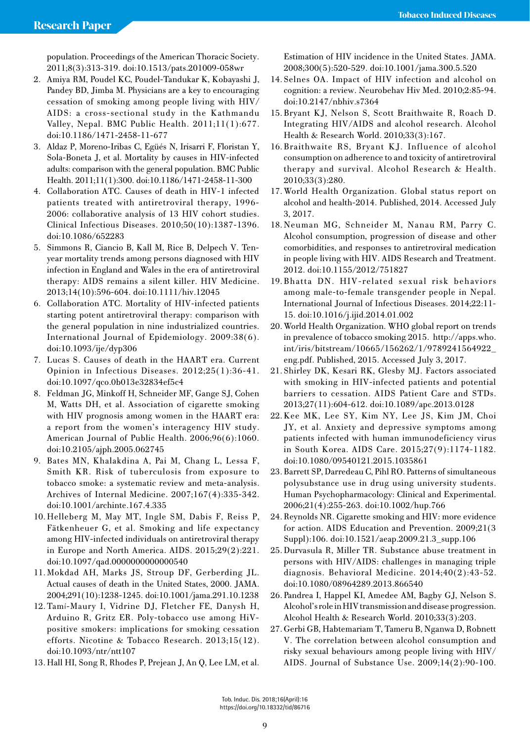population. Proceedings of the American Thoracic Society. 2011;8(3):313-319. doi:10.1513/pats.201009-058wr

2. Amiya RM, Poudel KC, Poudel-Tandukar K, Kobayashi J, Pandey BD, Jimba M. Physicians are a key to encouraging cessation of smoking among people living with HIV/AIDS: a cross-sectional study in the Kathmandu Valley, Nepal. BMC Public Health. 2011;11(1):677. doi:10.1186/1471-2458-11-677
3. Aldaz P, Moreno-Iribas C, Egüés N, Irisarri F, Floristan Y, Sola-Boneta J, et al. Mortality by causes in HIV-infected adults: comparison with the general population. BMC Public Health. 2011;11(1):300. doi:10.1186/1471-2458-11-300
4. Collaboration ATC. Causes of death in HIV-1 infected patients treated with antiretroviral therapy, 1996-2006: collaborative analysis of 13 HIV cohort studies. Clinical Infectious Diseases. 2010;50(10):1387-1396. doi:10.1086/652283
5. Simmons R, Ciancio B, Kall M, Rice B, Delpech V. Ten-year mortality trends among persons diagnosed with HIV infection in England and Wales in the era of antiretroviral therapy: AIDS remains a silent killer. HIV Medicine. 2013;14(10):596-604. doi:10.1111/hiv.12045
6. Collaboration ATC. Mortality of HIV-infected patients starting potent antiretroviral therapy: comparison with the general population in nine industrialized countries. International Journal of Epidemiology. 2009:38(6). doi:10.1093/ije/dyp306
7. Lucas S. Causes of death in the HAART era. Current Opinion in Infectious Diseases. 2012;25(1):36-41. doi:10.1097/qco.0b013e32834ef5c4
8. Feldman JG, Minkoff H, Schneider MF, Gange SJ, Cohen M, Watts DH, et al. Association of cigarette smoking with HIV prognosis among women in the HAART era: a report from the women's interagency HIV study. American Journal of Public Health. 2006;96(6):1060. doi:10.2105/ajph.2005.062745
9. Bates MN, Khalakdina A, Pai M, Chang L, Lessa F, Smith KR. Risk of tuberculosis from exposure to tobacco smoke: a systematic review and meta-analysis. Archives of Internal Medicine. 2007;167(4):335-342. doi:10.1001/archinte.167.4.335
10. Helleberg M, May MT, Ingle SM, Dabis F, Reiss P, Fätkenheuer G, et al. Smoking and life expectancy among HIV-infected individuals on antiretroviral therapy in Europe and North America. AIDS. 2015;29(2):221. doi:10.1097/qad.0000000000000540
11. Mokdad AH, Marks JS, Stroup DF, Gerberding JL. Actual causes of death in the United States, 2000. JAMA. 2004;291(10):1238-1245. doi:10.1001/jama.291.10.1238
12. Tamí-Maury I, Vidrine DJ, Fletcher FE, Danysh H, Arduino R, Gritz ER. Poly-tobacco use among HiV-positive smokers: implications for smoking cessation efforts. Nicotine & Tobacco Research. 2013;15(12). doi:10.1093/ntr/ntt107
13. Hall HI, Song R, Rhodes P, Prejean J, An Q, Lee LM, et al. Estimation of HIV incidence in the United States. JAMA. 2008;300(5):520-529. doi:10.1001/jama.300.5.520
14. Selnes OA. Impact of HIV infection and alcohol on cognition: a review. Neurobehav Hiv Med. 2010;2:85-94. doi:10.2147/nbhiv.s7364
15. Bryant KJ, Nelson S, Scott Braithwaite R, Roach D. Integrating HIV/AIDS and alcohol research. Alcohol Health & Research World. 2010;33(3):167.
16. Braithwaite RS, Bryant KJ. Influence of alcohol consumption on adherence to and toxicity of antiretroviral therapy and survival. Alcohol Research & Health. 2010;33(3):280.
17. World Health Organization. Global status report on alcohol and health-2014. Published, 2014. Accessed July 3, 2017.
18. Neuman MG, Schneider M, Nanau RM, Parry C. Alcohol consumption, progression of disease and other comorbidities, and responses to antiretroviral medication in people living with HIV. AIDS Research and Treatment. 2012. doi:10.1155/2012/751827
19. Bhatta DN. HIV-related sexual risk behaviors among male-to-female transgender people in Nepal. International Journal of Infectious Diseases. 2014;22:11-15. doi:10.1016/j.ijid.2014.01.002
20. World Health Organization. WHO global report on trends in prevalence of tobacco smoking 2015. http://apps.who.int/iris/bitstream/10665/156262/1/9789241564922_eng.pdf. Published, 2015. Accessed July 3, 2017.
21. Shirley DK, Kesari RK, Glesby MJ. Factors associated with smoking in HIV-infected patients and potential barriers to cessation. AIDS Patient Care and STDs. 2013;27(11):604-612. doi:10.1089/apc.2013.0128
22. Kee MK, Lee SY, Kim NY, Lee JS, Kim JM, Choi JY, et al. Anxiety and depressive symptoms among patients infected with human immunodeficiency virus in South Korea. AIDS Care. 2015;27(9):1174-1182. doi:10.1080/09540121.2015.1035861
23. Barrett SP, Darredeau C, Pihl RO. Patterns of simultaneous polysubstance use in drug using university students. Human Psychopharmacology: Clinical and Experimental. 2006;21(4):255-263. doi:10.1002/hup.766
24. Reynolds NR. Cigarette smoking and HIV: more evidence for action. AIDS Education and Prevention. 2009;21(3 Suppl):106. doi:10.1521/aeap.2009.21.3_supp.106
25. Durvasula R, Miller TR. Substance abuse treatment in persons with HIV/AIDS: challenges in managing triple diagnosis. Behavioral Medicine. 2014;40(2):43-52. doi:10.1080/08964289.2013.866540
26. Pandrea I, Happel KI, Amedee AM, Bagby GJ, Nelson S. Alcohol's role in HIV transmission and disease progression. Alcohol Health & Research World. 2010;33(3):203.
27. Gerbi GB, Habtemariam T, Tameru B, Nganwa D, Robnett V. The correlation between alcohol consumption and risky sexual behaviours among people living with HIV/AIDS. Journal of Substance Use. 2009;14(2):90-100.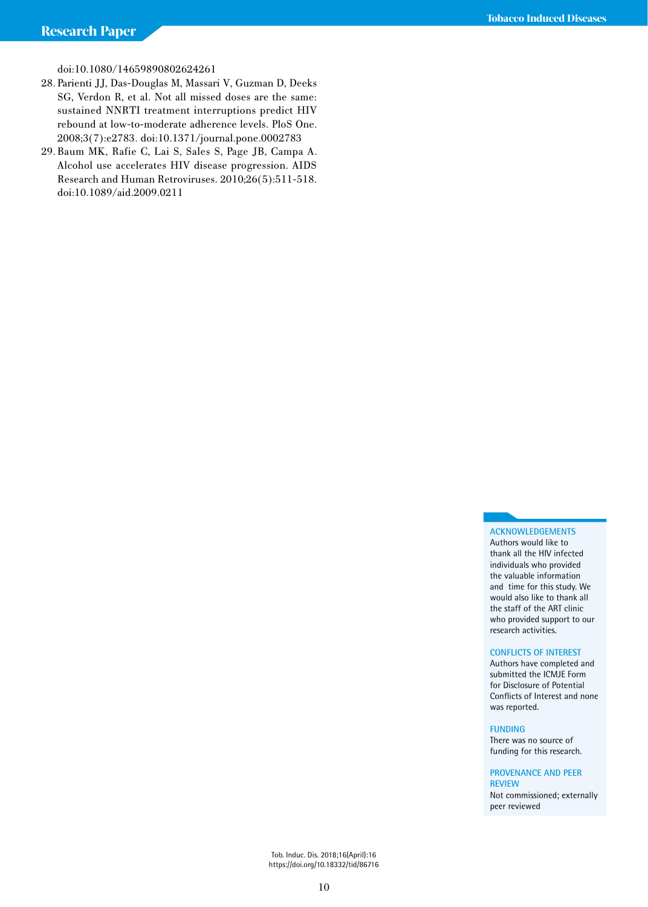doi:10.1080/14659890802624261

28. Parienti JJ, Das-Douglas M, Massari V, Guzman D, Deeks SG, Verdon R, et al. Not all missed doses are the same: sustained NNRTI treatment interruptions predict HIV rebound at low-to-moderate adherence levels. PloS One. 2008;3(7):e2783. doi:10.1371/journal.pone.0002783
29. Baum MK, Rafie C, Lai S, Sales S, Page JB, Campa A. Alcohol use accelerates HIV disease progression. AIDS Research and Human Retroviruses. 2010;26(5):511-518. doi:10.1089/aid.2009.0211

**ACKNOWLEDGEMENTS**

Authors would like to thank all the HIV infected individuals who provided the valuable information and time for this study. We would also like to thank all the staff of the ART clinic who provided support to our research activities.

**CONFLICTS OF INTEREST**

Authors have completed and submitted the ICMJE Form for Disclosure of Potential Conflicts of Interest and none was reported.

**FUNDING**

There was no source of funding for this research.

**PROVENANCE AND PEER REVIEW**

Not commissioned; externally peer reviewed